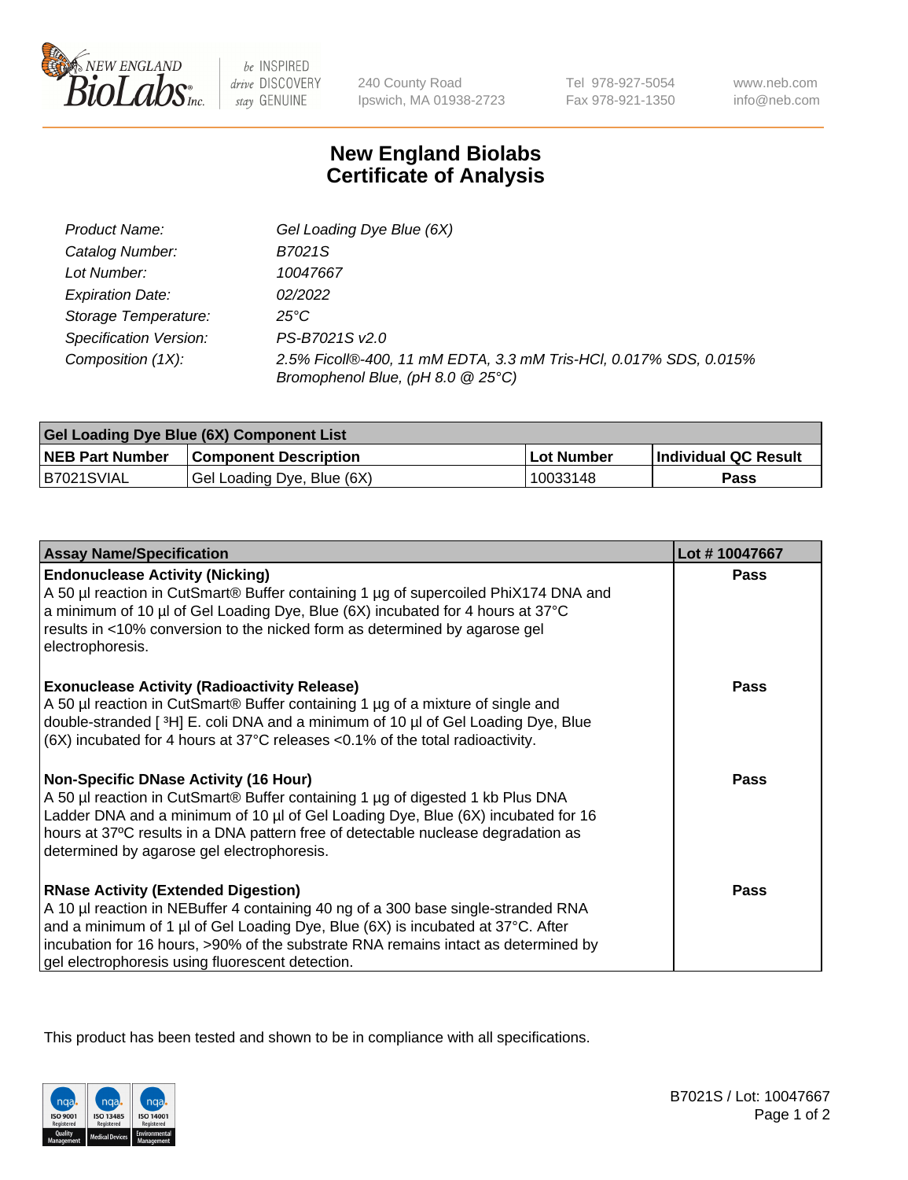# New England Biolabs Certificate of Analysis

| | |
|---|---|
| Product Name: | Gel Loading Dye Blue (6X) |
| Catalog Number: | B7021S |
| Lot Number: | 10047667 |
| Expiration Date: | 02/2022 |
| Storage Temperature: | 25°C |
| Specification Version: | PS-B7021S v2.0 |
| Composition (1X): | 2.5% Ficoll®-400, 11 mM EDTA, 3.3 mM Tris-HCl, 0.017% SDS, 0.015% Bromophenol Blue, (pH 8.0 @ 25°C) |

| Gel Loading Dye Blue (6X) Component List | | | |
|---|---|---|---|
| **NEB Part Number** | **Component Description** | **Lot Number** | **Individual QC Result** |
| B7021SVIAL | Gel Loading Dye, Blue (6X) | 10033148 | Pass |

| Assay Name/Specification | Lot # 10047667 |
|---|---|
| **Endonuclease Activity (Nicking)**<br>A 50 µl reaction in CutSmart® Buffer containing 1 µg of supercoiled PhiX174 DNA and a minimum of 10 µl of Gel Loading Dye, Blue (6X) incubated for 4 hours at 37°C results in <10% conversion to the nicked form as determined by agarose gel electrophoresis. | Pass |
| **Exonuclease Activity (Radioactivity Release)**<br>A 50 µl reaction in CutSmart® Buffer containing 1 µg of a mixture of single and double-stranded [ $^3$H] E. coli DNA and a minimum of 10 µl of Gel Loading Dye, Blue (6X) incubated for 4 hours at 37°C releases <0.1% of the total radioactivity. | Pass |
| **Non-Specific DNase Activity (16 Hour)**<br>A 50 µl reaction in CutSmart® Buffer containing 1 µg of digested 1 kb Plus DNA Ladder DNA and a minimum of 10 µl of Gel Loading Dye, Blue (6X) incubated for 16 hours at 37ºC results in a DNA pattern free of detectable nuclease degradation as determined by agarose gel electrophoresis. | Pass |
| **RNase Activity (Extended Digestion)**<br>A 10 µl reaction in NEBuffer 4 containing 40 ng of a 300 base single-stranded RNA and a minimum of 1 µl of Gel Loading Dye, Blue (6X) is incubated at 37°C. After incubation for 16 hours, >90% of the substrate RNA remains intact as determined by gel electrophoresis using fluorescent detection. | Pass |

This product has been tested and shown to be in compliance with all specifications.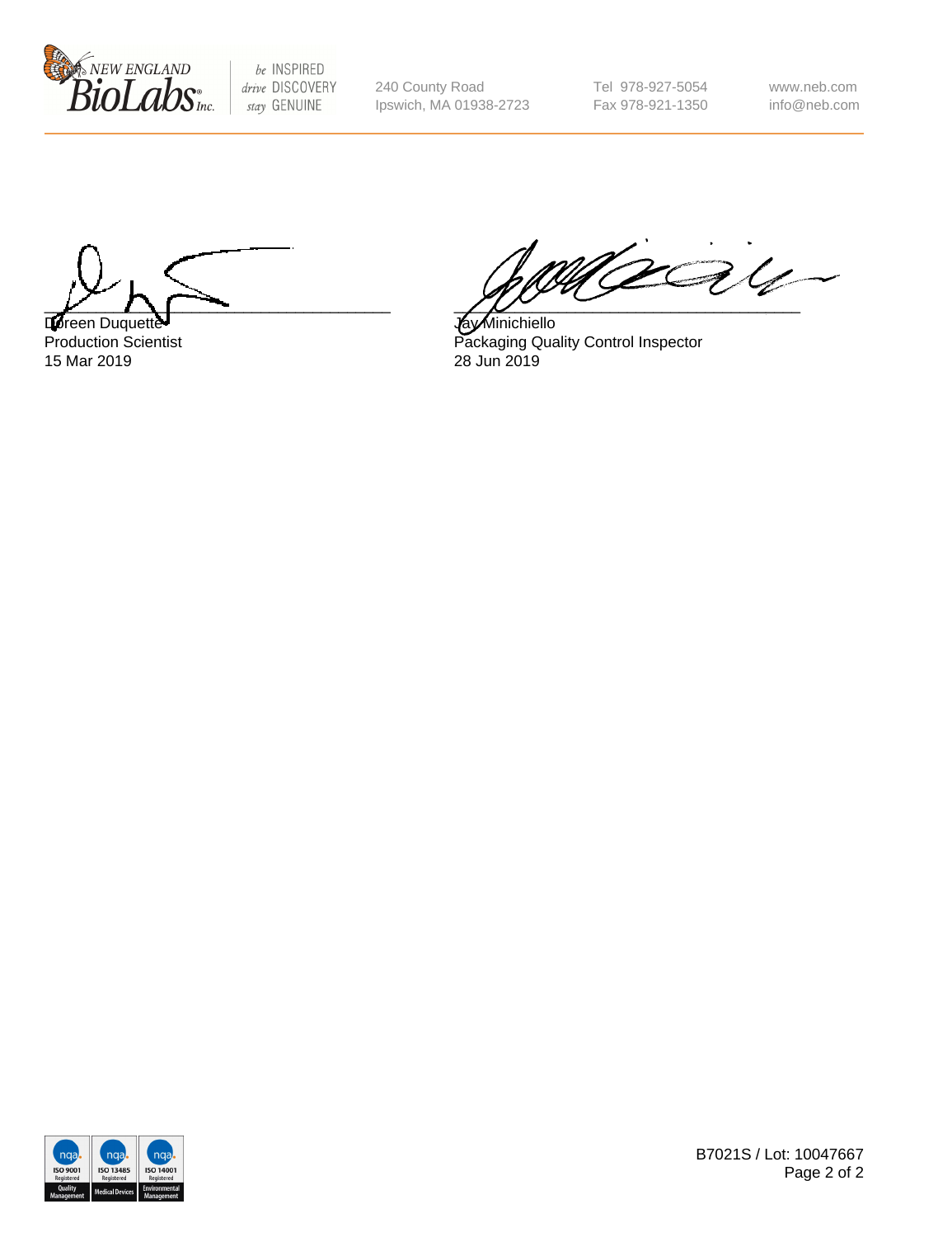240 County Road
Ipswich, MA 01938-2723

Tel 978-927-5054
Fax 978-921-1350

www.neb.com
info@neb.com

Doreen Duquette
Production Scientist
15 Mar 2019

Jay Minichiello
Packaging Quality Control Inspector
28 Jun 2019

B7021S / Lot: 10047667